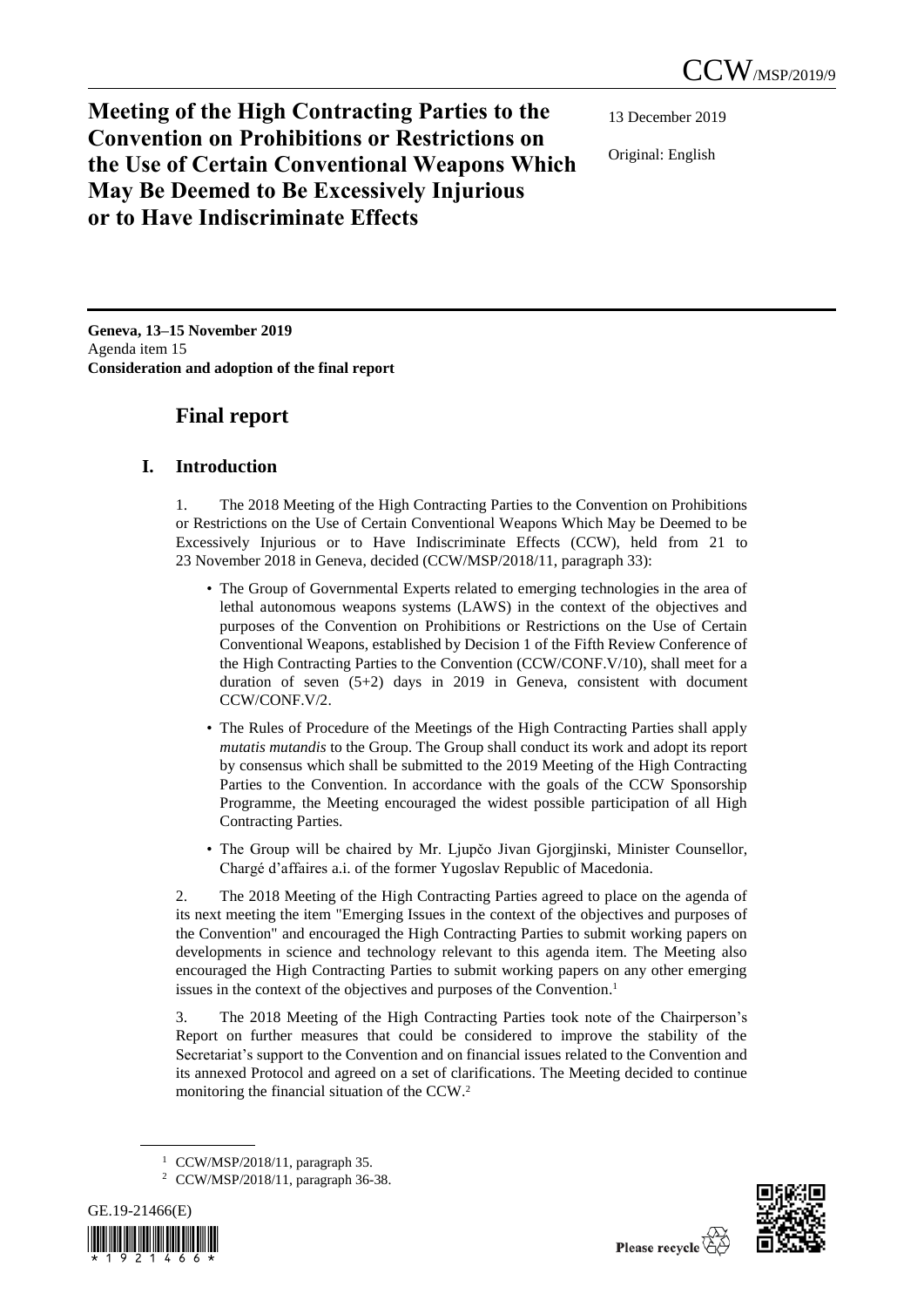CCW/MSP/2019/9

# Meeting of the High Contracting Parties to the Convention on Prohibitions or Restrictions on the Use of Certain Conventional Weapons Which May Be Deemed to Be Excessively Injurious or to Have Indiscriminate Effects

13 December 2019

Original: English

**Geneva, 13–15 November 2019**
Agenda item 15
**Consideration and adoption of the final report**

## Final report

### I. Introduction

1. The 2018 Meeting of the High Contracting Parties to the Convention on Prohibitions or Restrictions on the Use of Certain Conventional Weapons Which May be Deemed to be Excessively Injurious or to Have Indiscriminate Effects (CCW), held from 21 to 23 November 2018 in Geneva, decided (CCW/MSP/2018/11, paragraph 33):

- The Group of Governmental Experts related to emerging technologies in the area of lethal autonomous weapons systems (LAWS) in the context of the objectives and purposes of the Convention on Prohibitions or Restrictions on the Use of Certain Conventional Weapons, established by Decision 1 of the Fifth Review Conference of the High Contracting Parties to the Convention (CCW/CONF.V/10), shall meet for a duration of seven (5+2) days in 2019 in Geneva, consistent with document CCW/CONF.V/2.
- The Rules of Procedure of the Meetings of the High Contracting Parties shall apply *mutatis mutandis* to the Group. The Group shall conduct its work and adopt its report by consensus which shall be submitted to the 2019 Meeting of the High Contracting Parties to the Convention. In accordance with the goals of the CCW Sponsorship Programme, the Meeting encouraged the widest possible participation of all High Contracting Parties.
- The Group will be chaired by Mr. Ljupčo Jivan Gjorgjinski, Minister Counsellor, Chargé d'affaires a.i. of the former Yugoslav Republic of Macedonia.

2. The 2018 Meeting of the High Contracting Parties agreed to place on the agenda of its next meeting the item "Emerging Issues in the context of the objectives and purposes of the Convention" and encouraged the High Contracting Parties to submit working papers on developments in science and technology relevant to this agenda item. The Meeting also encouraged the High Contracting Parties to submit working papers on any other emerging issues in the context of the objectives and purposes of the Convention.[1]

3. The 2018 Meeting of the High Contracting Parties took note of the Chairperson's Report on further measures that could be considered to improve the stability of the Secretariat's support to the Convention and on financial issues related to the Convention and its annexed Protocol and agreed on a set of clarifications. The Meeting decided to continue monitoring the financial situation of the CCW.[2]

[1] CCW/MSP/2018/11, paragraph 35.

[2] CCW/MSP/2018/11, paragraph 36-38.

GE.19-21466(E)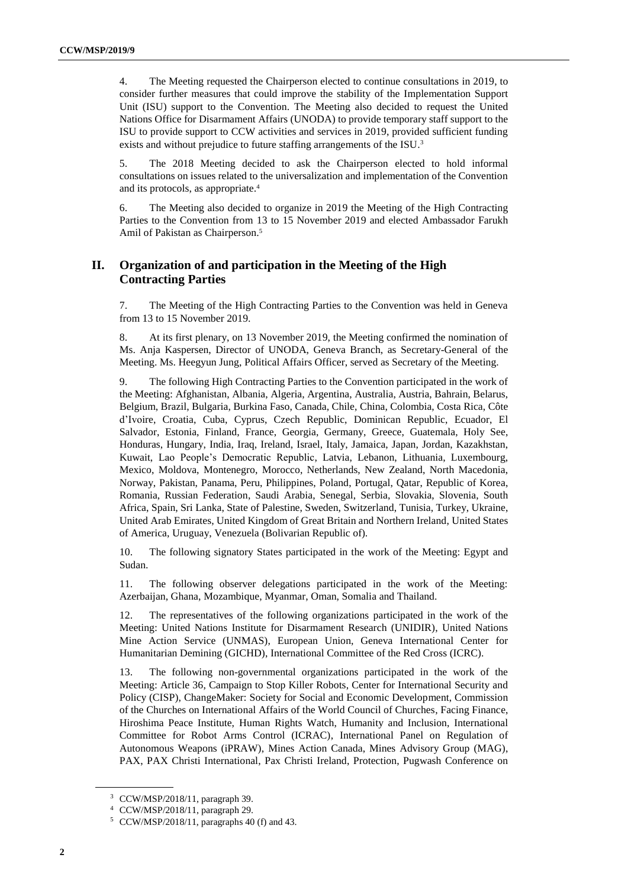4. The Meeting requested the Chairperson elected to continue consultations in 2019, to consider further measures that could improve the stability of the Implementation Support Unit (ISU) support to the Convention. The Meeting also decided to request the United Nations Office for Disarmament Affairs (UNODA) to provide temporary staff support to the ISU to provide support to CCW activities and services in 2019, provided sufficient funding exists and without prejudice to future staffing arrangements of the ISU.[3]

5. The 2018 Meeting decided to ask the Chairperson elected to hold informal consultations on issues related to the universalization and implementation of the Convention and its protocols, as appropriate.[4]

6. The Meeting also decided to organize in 2019 the Meeting of the High Contracting Parties to the Convention from 13 to 15 November 2019 and elected Ambassador Farukh Amil of Pakistan as Chairperson.[5]

## II. Organization of and participation in the Meeting of the High Contracting Parties

7. The Meeting of the High Contracting Parties to the Convention was held in Geneva from 13 to 15 November 2019.

8. At its first plenary, on 13 November 2019, the Meeting confirmed the nomination of Ms. Anja Kaspersen, Director of UNODA, Geneva Branch, as Secretary-General of the Meeting. Ms. Heegyun Jung, Political Affairs Officer, served as Secretary of the Meeting.

9. The following High Contracting Parties to the Convention participated in the work of the Meeting: Afghanistan, Albania, Algeria, Argentina, Australia, Austria, Bahrain, Belarus, Belgium, Brazil, Bulgaria, Burkina Faso, Canada, Chile, China, Colombia, Costa Rica, Côte d'Ivoire, Croatia, Cuba, Cyprus, Czech Republic, Dominican Republic, Ecuador, El Salvador, Estonia, Finland, France, Georgia, Germany, Greece, Guatemala, Holy See, Honduras, Hungary, India, Iraq, Ireland, Israel, Italy, Jamaica, Japan, Jordan, Kazakhstan, Kuwait, Lao People's Democratic Republic, Latvia, Lebanon, Lithuania, Luxembourg, Mexico, Moldova, Montenegro, Morocco, Netherlands, New Zealand, North Macedonia, Norway, Pakistan, Panama, Peru, Philippines, Poland, Portugal, Qatar, Republic of Korea, Romania, Russian Federation, Saudi Arabia, Senegal, Serbia, Slovakia, Slovenia, South Africa, Spain, Sri Lanka, State of Palestine, Sweden, Switzerland, Tunisia, Turkey, Ukraine, United Arab Emirates, United Kingdom of Great Britain and Northern Ireland, United States of America, Uruguay, Venezuela (Bolivarian Republic of).

10. The following signatory States participated in the work of the Meeting: Egypt and Sudan.

11. The following observer delegations participated in the work of the Meeting: Azerbaijan, Ghana, Mozambique, Myanmar, Oman, Somalia and Thailand.

12. The representatives of the following organizations participated in the work of the Meeting: United Nations Institute for Disarmament Research (UNIDIR), United Nations Mine Action Service (UNMAS), European Union, Geneva International Center for Humanitarian Demining (GICHD), International Committee of the Red Cross (ICRC).

13. The following non-governmental organizations participated in the work of the Meeting: Article 36, Campaign to Stop Killer Robots, Center for International Security and Policy (CISP), ChangeMaker: Society for Social and Economic Development, Commission of the Churches on International Affairs of the World Council of Churches, Facing Finance, Hiroshima Peace Institute, Human Rights Watch, Humanity and Inclusion, International Committee for Robot Arms Control (ICRAC), International Panel on Regulation of Autonomous Weapons (iPRAW), Mines Action Canada, Mines Advisory Group (MAG), PAX, PAX Christi International, Pax Christi Ireland, Protection, Pugwash Conference on

---

[3] CCW/MSP/2018/11, paragraph 39.

[4] CCW/MSP/2018/11, paragraph 29.

[5] CCW/MSP/2018/11, paragraphs 40 (f) and 43.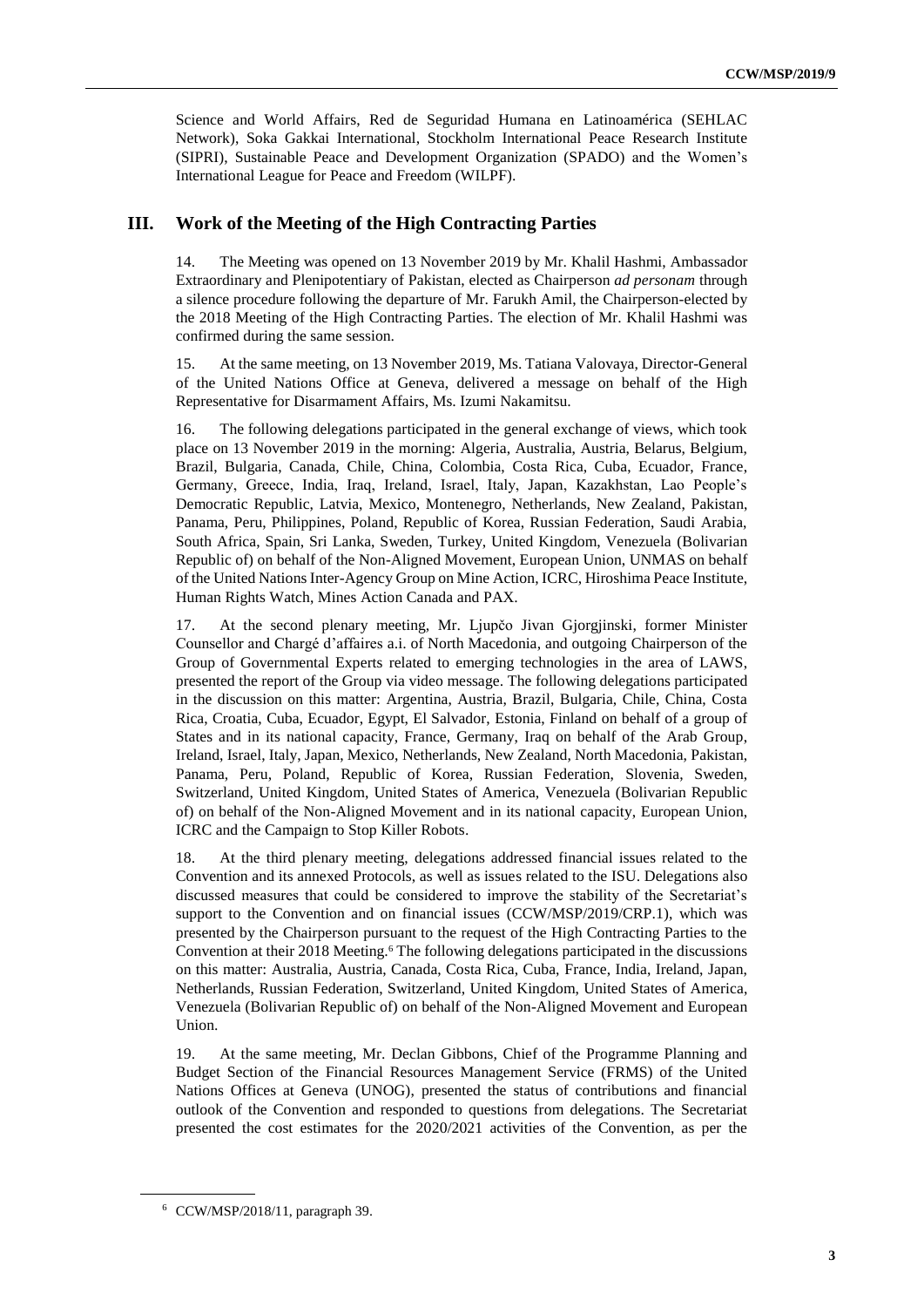Science and World Affairs, Red de Seguridad Humana en Latinoamérica (SEHLAC Network), Soka Gakkai International, Stockholm International Peace Research Institute (SIPRI), Sustainable Peace and Development Organization (SPADO) and the Women's International League for Peace and Freedom (WILPF).

## III. Work of the Meeting of the High Contracting Parties

14. The Meeting was opened on 13 November 2019 by Mr. Khalil Hashmi, Ambassador Extraordinary and Plenipotentiary of Pakistan, elected as Chairperson *ad personam* through a silence procedure following the departure of Mr. Farukh Amil, the Chairperson-elected by the 2018 Meeting of the High Contracting Parties. The election of Mr. Khalil Hashmi was confirmed during the same session.

15. At the same meeting, on 13 November 2019, Ms. Tatiana Valovaya, Director-General of the United Nations Office at Geneva, delivered a message on behalf of the High Representative for Disarmament Affairs, Ms. Izumi Nakamitsu.

16. The following delegations participated in the general exchange of views, which took place on 13 November 2019 in the morning: Algeria, Australia, Austria, Belarus, Belgium, Brazil, Bulgaria, Canada, Chile, China, Colombia, Costa Rica, Cuba, Ecuador, France, Germany, Greece, India, Iraq, Ireland, Israel, Italy, Japan, Kazakhstan, Lao People's Democratic Republic, Latvia, Mexico, Montenegro, Netherlands, New Zealand, Pakistan, Panama, Peru, Philippines, Poland, Republic of Korea, Russian Federation, Saudi Arabia, South Africa, Spain, Sri Lanka, Sweden, Turkey, United Kingdom, Venezuela (Bolivarian Republic of) on behalf of the Non-Aligned Movement, European Union, UNMAS on behalf of the United Nations Inter-Agency Group on Mine Action, ICRC, Hiroshima Peace Institute, Human Rights Watch, Mines Action Canada and PAX.

17. At the second plenary meeting, Mr. Ljupčo Jivan Gjorgjinski, former Minister Counsellor and Chargé d'affaires a.i. of North Macedonia, and outgoing Chairperson of the Group of Governmental Experts related to emerging technologies in the area of LAWS, presented the report of the Group via video message. The following delegations participated in the discussion on this matter: Argentina, Austria, Brazil, Bulgaria, Chile, China, Costa Rica, Croatia, Cuba, Ecuador, Egypt, El Salvador, Estonia, Finland on behalf of a group of States and in its national capacity, France, Germany, Iraq on behalf of the Arab Group, Ireland, Israel, Italy, Japan, Mexico, Netherlands, New Zealand, North Macedonia, Pakistan, Panama, Peru, Poland, Republic of Korea, Russian Federation, Slovenia, Sweden, Switzerland, United Kingdom, United States of America, Venezuela (Bolivarian Republic of) on behalf of the Non-Aligned Movement and in its national capacity, European Union, ICRC and the Campaign to Stop Killer Robots.

18. At the third plenary meeting, delegations addressed financial issues related to the Convention and its annexed Protocols, as well as issues related to the ISU. Delegations also discussed measures that could be considered to improve the stability of the Secretariat's support to the Convention and on financial issues (CCW/MSP/2019/CRP.1), which was presented by the Chairperson pursuant to the request of the High Contracting Parties to the Convention at their 2018 Meeting.[6] The following delegations participated in the discussions on this matter: Australia, Austria, Canada, Costa Rica, Cuba, France, India, Ireland, Japan, Netherlands, Russian Federation, Switzerland, United Kingdom, United States of America, Venezuela (Bolivarian Republic of) on behalf of the Non-Aligned Movement and European Union.

19. At the same meeting, Mr. Declan Gibbons, Chief of the Programme Planning and Budget Section of the Financial Resources Management Service (FRMS) of the United Nations Offices at Geneva (UNOG), presented the status of contributions and financial outlook of the Convention and responded to questions from delegations. The Secretariat presented the cost estimates for the 2020/2021 activities of the Convention, as per the

[6] CCW/MSP/2018/11, paragraph 39.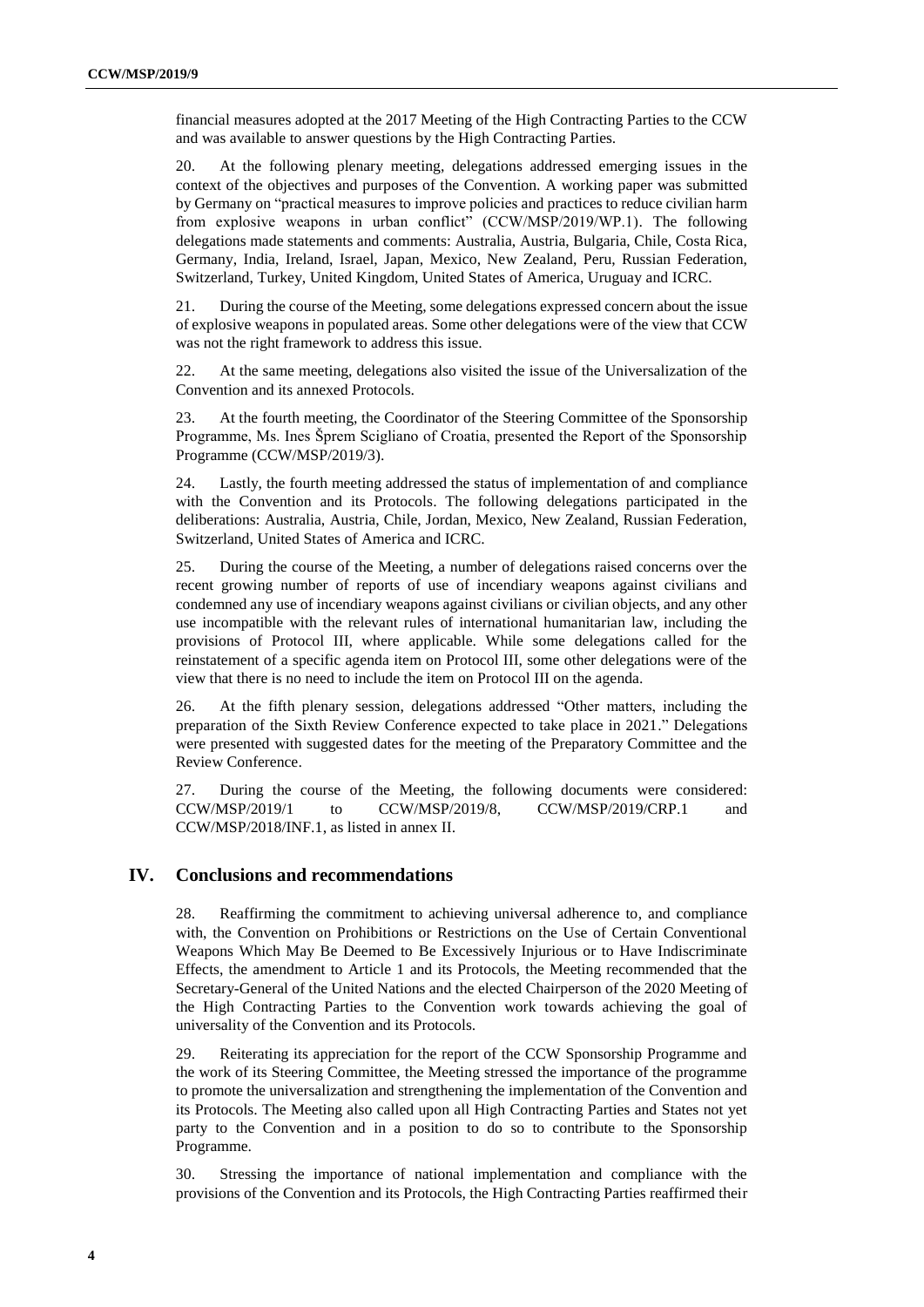financial measures adopted at the 2017 Meeting of the High Contracting Parties to the CCW and was available to answer questions by the High Contracting Parties.

20. At the following plenary meeting, delegations addressed emerging issues in the context of the objectives and purposes of the Convention. A working paper was submitted by Germany on "practical measures to improve policies and practices to reduce civilian harm from explosive weapons in urban conflict" (CCW/MSP/2019/WP.1). The following delegations made statements and comments: Australia, Austria, Bulgaria, Chile, Costa Rica, Germany, India, Ireland, Israel, Japan, Mexico, New Zealand, Peru, Russian Federation, Switzerland, Turkey, United Kingdom, United States of America, Uruguay and ICRC.

21. During the course of the Meeting, some delegations expressed concern about the issue of explosive weapons in populated areas. Some other delegations were of the view that CCW was not the right framework to address this issue.

22. At the same meeting, delegations also visited the issue of the Universalization of the Convention and its annexed Protocols.

23. At the fourth meeting, the Coordinator of the Steering Committee of the Sponsorship Programme, Ms. Ines Šprem Scigliano of Croatia, presented the Report of the Sponsorship Programme (CCW/MSP/2019/3).

24. Lastly, the fourth meeting addressed the status of implementation of and compliance with the Convention and its Protocols. The following delegations participated in the deliberations: Australia, Austria, Chile, Jordan, Mexico, New Zealand, Russian Federation, Switzerland, United States of America and ICRC.

25. During the course of the Meeting, a number of delegations raised concerns over the recent growing number of reports of use of incendiary weapons against civilians and condemned any use of incendiary weapons against civilians or civilian objects, and any other use incompatible with the relevant rules of international humanitarian law, including the provisions of Protocol III, where applicable. While some delegations called for the reinstatement of a specific agenda item on Protocol III, some other delegations were of the view that there is no need to include the item on Protocol III on the agenda.

26. At the fifth plenary session, delegations addressed "Other matters, including the preparation of the Sixth Review Conference expected to take place in 2021." Delegations were presented with suggested dates for the meeting of the Preparatory Committee and the Review Conference.

27. During the course of the Meeting, the following documents were considered: CCW/MSP/2019/1 to CCW/MSP/2019/8, CCW/MSP/2019/CRP.1 and CCW/MSP/2018/INF.1, as listed in annex II.

## IV. Conclusions and recommendations

28. Reaffirming the commitment to achieving universal adherence to, and compliance with, the Convention on Prohibitions or Restrictions on the Use of Certain Conventional Weapons Which May Be Deemed to Be Excessively Injurious or to Have Indiscriminate Effects, the amendment to Article 1 and its Protocols, the Meeting recommended that the Secretary-General of the United Nations and the elected Chairperson of the 2020 Meeting of the High Contracting Parties to the Convention work towards achieving the goal of universality of the Convention and its Protocols.

29. Reiterating its appreciation for the report of the CCW Sponsorship Programme and the work of its Steering Committee, the Meeting stressed the importance of the programme to promote the universalization and strengthening the implementation of the Convention and its Protocols. The Meeting also called upon all High Contracting Parties and States not yet party to the Convention and in a position to do so to contribute to the Sponsorship Programme.

30. Stressing the importance of national implementation and compliance with the provisions of the Convention and its Protocols, the High Contracting Parties reaffirmed their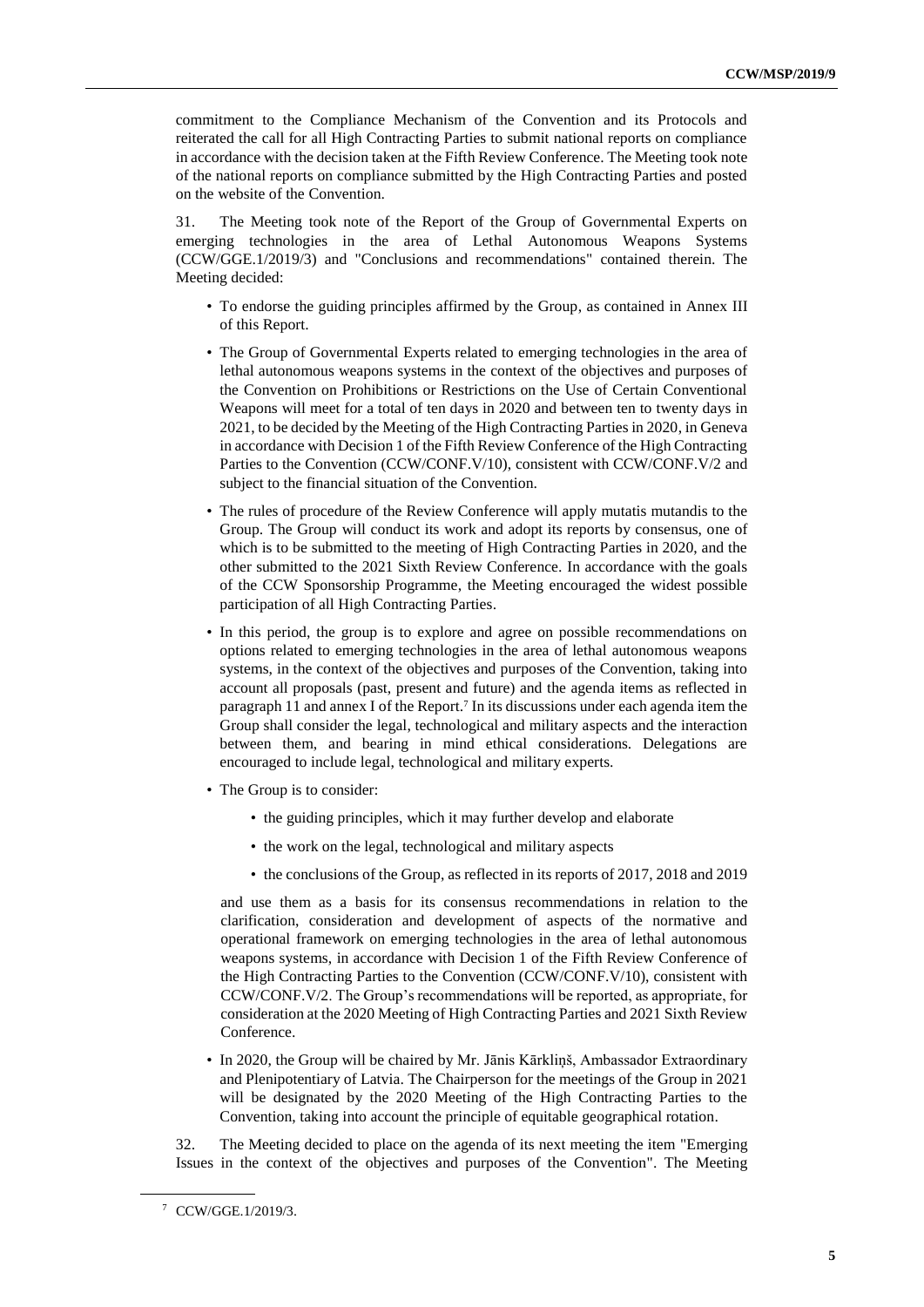commitment to the Compliance Mechanism of the Convention and its Protocols and reiterated the call for all High Contracting Parties to submit national reports on compliance in accordance with the decision taken at the Fifth Review Conference. The Meeting took note of the national reports on compliance submitted by the High Contracting Parties and posted on the website of the Convention.

31. The Meeting took note of the Report of the Group of Governmental Experts on emerging technologies in the area of Lethal Autonomous Weapons Systems (CCW/GGE.1/2019/3) and "Conclusions and recommendations" contained therein. The Meeting decided:

- To endorse the guiding principles affirmed by the Group, as contained in Annex III of this Report.
- The Group of Governmental Experts related to emerging technologies in the area of lethal autonomous weapons systems in the context of the objectives and purposes of the Convention on Prohibitions or Restrictions on the Use of Certain Conventional Weapons will meet for a total of ten days in 2020 and between ten to twenty days in 2021, to be decided by the Meeting of the High Contracting Parties in 2020, in Geneva in accordance with Decision 1 of the Fifth Review Conference of the High Contracting Parties to the Convention (CCW/CONF.V/10), consistent with CCW/CONF.V/2 and subject to the financial situation of the Convention.
- The rules of procedure of the Review Conference will apply mutatis mutandis to the Group. The Group will conduct its work and adopt its reports by consensus, one of which is to be submitted to the meeting of High Contracting Parties in 2020, and the other submitted to the 2021 Sixth Review Conference. In accordance with the goals of the CCW Sponsorship Programme, the Meeting encouraged the widest possible participation of all High Contracting Parties.
- In this period, the group is to explore and agree on possible recommendations on options related to emerging technologies in the area of lethal autonomous weapons systems, in the context of the objectives and purposes of the Convention, taking into account all proposals (past, present and future) and the agenda items as reflected in paragraph 11 and annex I of the Report.[7] In its discussions under each agenda item the Group shall consider the legal, technological and military aspects and the interaction between them, and bearing in mind ethical considerations. Delegations are encouraged to include legal, technological and military experts.
- The Group is to consider:
    - the guiding principles, which it may further develop and elaborate
    - the work on the legal, technological and military aspects
    - the conclusions of the Group, as reflected in its reports of 2017, 2018 and 2019

  and use them as a basis for its consensus recommendations in relation to the clarification, consideration and development of aspects of the normative and operational framework on emerging technologies in the area of lethal autonomous weapons systems, in accordance with Decision 1 of the Fifth Review Conference of the High Contracting Parties to the Convention (CCW/CONF.V/10), consistent with CCW/CONF.V/2. The Group's recommendations will be reported, as appropriate, for consideration at the 2020 Meeting of High Contracting Parties and 2021 Sixth Review Conference.
- In 2020, the Group will be chaired by Mr. Jānis Kārkliņš, Ambassador Extraordinary and Plenipotentiary of Latvia. The Chairperson for the meetings of the Group in 2021 will be designated by the 2020 Meeting of the High Contracting Parties to the Convention, taking into account the principle of equitable geographical rotation.

32. The Meeting decided to place on the agenda of its next meeting the item "Emerging Issues in the context of the objectives and purposes of the Convention". The Meeting

[7] CCW/GGE.1/2019/3.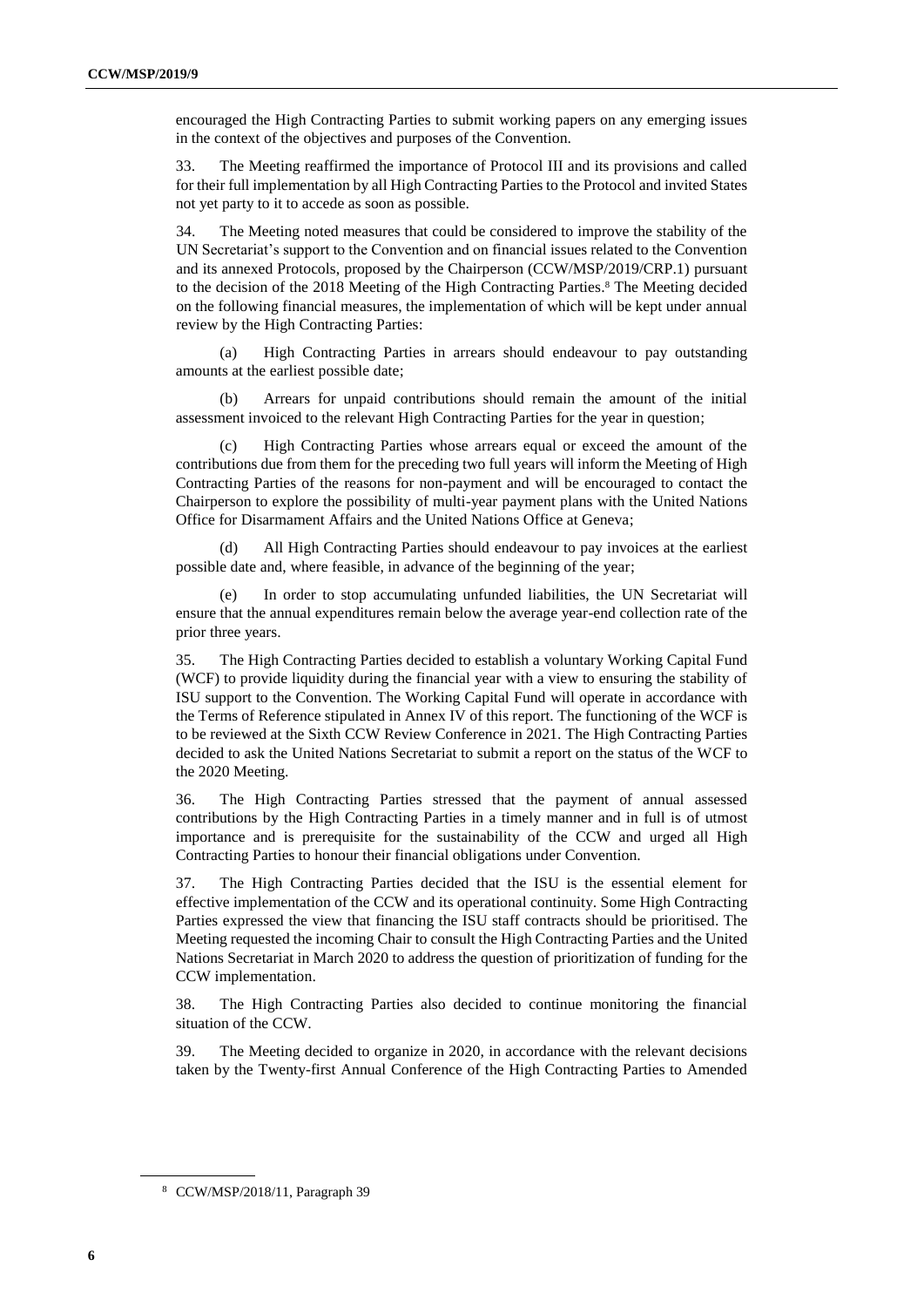encouraged the High Contracting Parties to submit working papers on any emerging issues in the context of the objectives and purposes of the Convention.

33. The Meeting reaffirmed the importance of Protocol III and its provisions and called for their full implementation by all High Contracting Parties to the Protocol and invited States not yet party to it to accede as soon as possible.

34. The Meeting noted measures that could be considered to improve the stability of the UN Secretariat's support to the Convention and on financial issues related to the Convention and its annexed Protocols, proposed by the Chairperson (CCW/MSP/2019/CRP.1) pursuant to the decision of the 2018 Meeting of the High Contracting Parties.[8] The Meeting decided on the following financial measures, the implementation of which will be kept under annual review by the High Contracting Parties:

(a) High Contracting Parties in arrears should endeavour to pay outstanding amounts at the earliest possible date;

(b) Arrears for unpaid contributions should remain the amount of the initial assessment invoiced to the relevant High Contracting Parties for the year in question;

(c) High Contracting Parties whose arrears equal or exceed the amount of the contributions due from them for the preceding two full years will inform the Meeting of High Contracting Parties of the reasons for non-payment and will be encouraged to contact the Chairperson to explore the possibility of multi-year payment plans with the United Nations Office for Disarmament Affairs and the United Nations Office at Geneva;

(d) All High Contracting Parties should endeavour to pay invoices at the earliest possible date and, where feasible, in advance of the beginning of the year;

(e) In order to stop accumulating unfunded liabilities, the UN Secretariat will ensure that the annual expenditures remain below the average year-end collection rate of the prior three years.

35. The High Contracting Parties decided to establish a voluntary Working Capital Fund (WCF) to provide liquidity during the financial year with a view to ensuring the stability of ISU support to the Convention. The Working Capital Fund will operate in accordance with the Terms of Reference stipulated in Annex IV of this report. The functioning of the WCF is to be reviewed at the Sixth CCW Review Conference in 2021. The High Contracting Parties decided to ask the United Nations Secretariat to submit a report on the status of the WCF to the 2020 Meeting.

36. The High Contracting Parties stressed that the payment of annual assessed contributions by the High Contracting Parties in a timely manner and in full is of utmost importance and is prerequisite for the sustainability of the CCW and urged all High Contracting Parties to honour their financial obligations under Convention.

37. The High Contracting Parties decided that the ISU is the essential element for effective implementation of the CCW and its operational continuity. Some High Contracting Parties expressed the view that financing the ISU staff contracts should be prioritised. The Meeting requested the incoming Chair to consult the High Contracting Parties and the United Nations Secretariat in March 2020 to address the question of prioritization of funding for the CCW implementation.

38. The High Contracting Parties also decided to continue monitoring the financial situation of the CCW.

39. The Meeting decided to organize in 2020, in accordance with the relevant decisions taken by the Twenty-first Annual Conference of the High Contracting Parties to Amended

[8] CCW/MSP/2018/11, Paragraph 39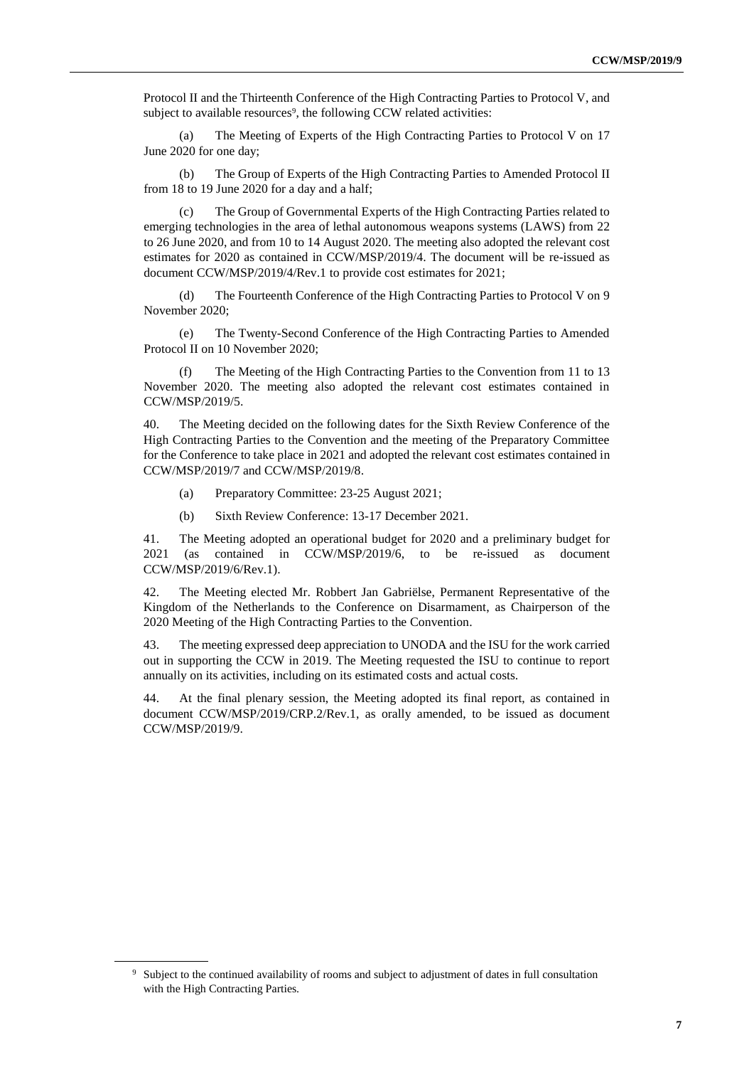Protocol II and the Thirteenth Conference of the High Contracting Parties to Protocol V, and subject to available resources[9], the following CCW related activities:

(a) The Meeting of Experts of the High Contracting Parties to Protocol V on 17 June 2020 for one day;

(b) The Group of Experts of the High Contracting Parties to Amended Protocol II from 18 to 19 June 2020 for a day and a half;

(c) The Group of Governmental Experts of the High Contracting Parties related to emerging technologies in the area of lethal autonomous weapons systems (LAWS) from 22 to 26 June 2020, and from 10 to 14 August 2020. The meeting also adopted the relevant cost estimates for 2020 as contained in CCW/MSP/2019/4. The document will be re-issued as document CCW/MSP/2019/4/Rev.1 to provide cost estimates for 2021;

(d) The Fourteenth Conference of the High Contracting Parties to Protocol V on 9 November 2020;

(e) The Twenty-Second Conference of the High Contracting Parties to Amended Protocol II on 10 November 2020;

(f) The Meeting of the High Contracting Parties to the Convention from 11 to 13 November 2020. The meeting also adopted the relevant cost estimates contained in CCW/MSP/2019/5.

40. The Meeting decided on the following dates for the Sixth Review Conference of the High Contracting Parties to the Convention and the meeting of the Preparatory Committee for the Conference to take place in 2021 and adopted the relevant cost estimates contained in CCW/MSP/2019/7 and CCW/MSP/2019/8.

(a) Preparatory Committee: 23-25 August 2021;

(b) Sixth Review Conference: 13-17 December 2021.

41. The Meeting adopted an operational budget for 2020 and a preliminary budget for 2021 (as contained in CCW/MSP/2019/6, to be re-issued as document CCW/MSP/2019/6/Rev.1).

42. The Meeting elected Mr. Robbert Jan Gabriëlse, Permanent Representative of the Kingdom of the Netherlands to the Conference on Disarmament, as Chairperson of the 2020 Meeting of the High Contracting Parties to the Convention.

43. The meeting expressed deep appreciation to UNODA and the ISU for the work carried out in supporting the CCW in 2019. The Meeting requested the ISU to continue to report annually on its activities, including on its estimated costs and actual costs.

44. At the final plenary session, the Meeting adopted its final report, as contained in document CCW/MSP/2019/CRP.2/Rev.1, as orally amended, to be issued as document CCW/MSP/2019/9.

---

[9] Subject to the continued availability of rooms and subject to adjustment of dates in full consultation with the High Contracting Parties.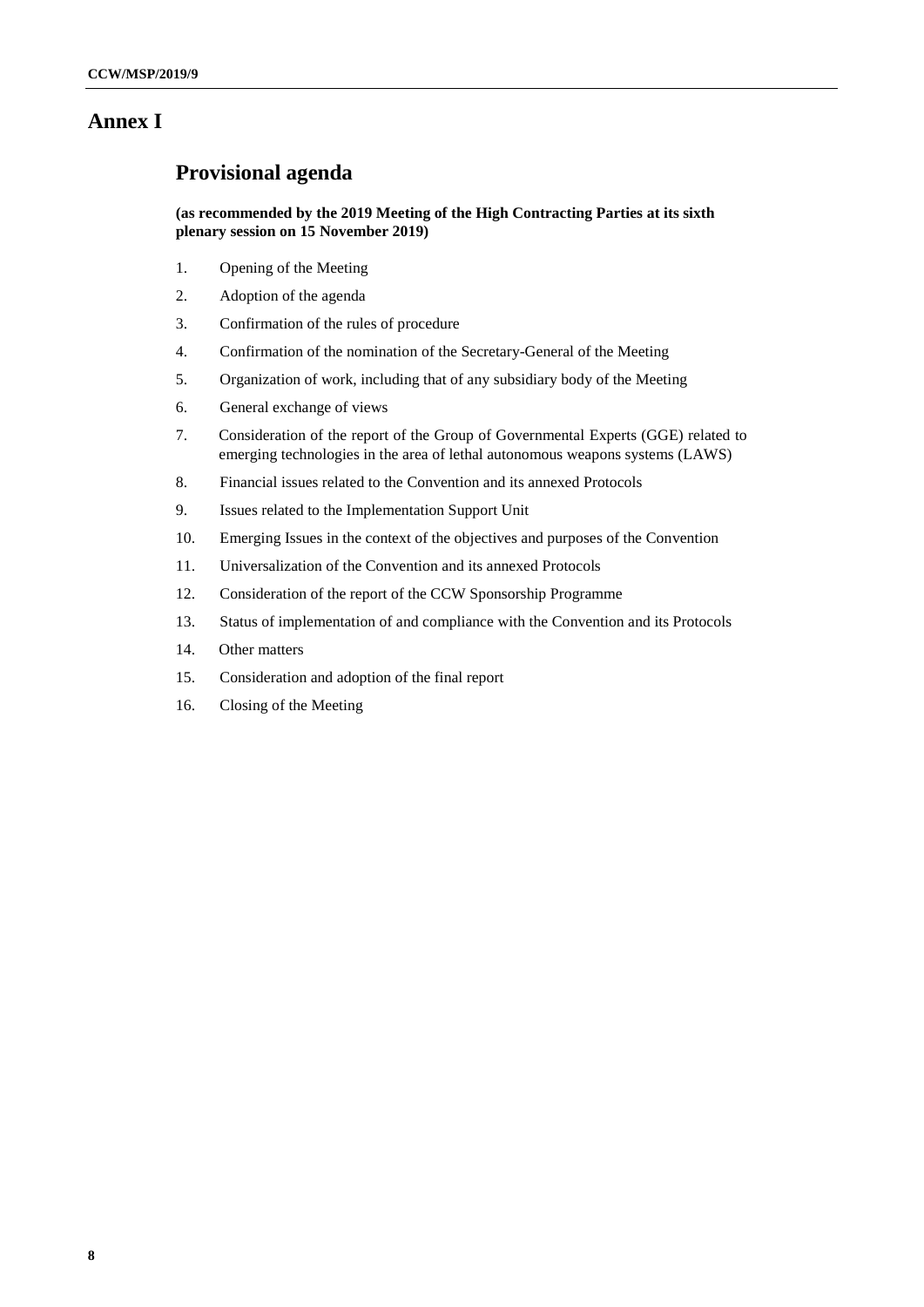# Annex I

## Provisional agenda

**(as recommended by the 2019 Meeting of the High Contracting Parties at its sixth plenary session on 15 November 2019)**

1. Opening of the Meeting
2. Adoption of the agenda
3. Confirmation of the rules of procedure
4. Confirmation of the nomination of the Secretary-General of the Meeting
5. Organization of work, including that of any subsidiary body of the Meeting
6. General exchange of views
7. Consideration of the report of the Group of Governmental Experts (GGE) related to emerging technologies in the area of lethal autonomous weapons systems (LAWS)
8. Financial issues related to the Convention and its annexed Protocols
9. Issues related to the Implementation Support Unit
10. Emerging Issues in the context of the objectives and purposes of the Convention
11. Universalization of the Convention and its annexed Protocols
12. Consideration of the report of the CCW Sponsorship Programme
13. Status of implementation of and compliance with the Convention and its Protocols
14. Other matters
15. Consideration and adoption of the final report
16. Closing of the Meeting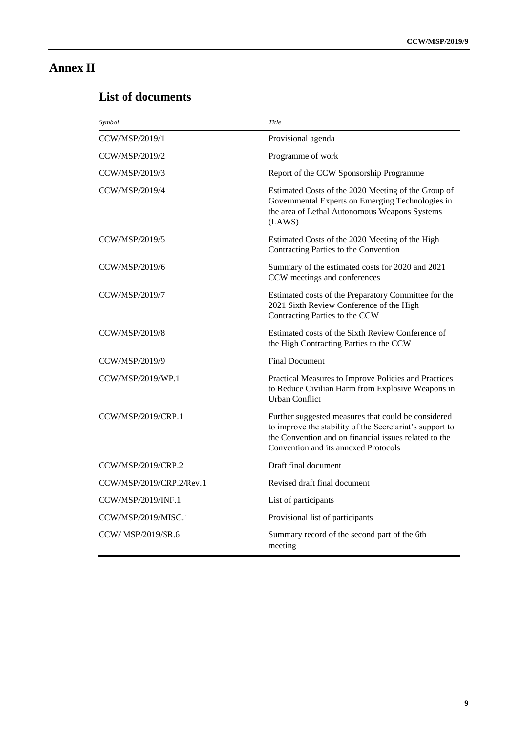# Annex II

## List of documents

| *Symbol* | *Title* |
|---|---|
| CCW/MSP/2019/1 | Provisional agenda |
| CCW/MSP/2019/2 | Programme of work |
| CCW/MSP/2019/3 | Report of the CCW Sponsorship Programme |
| CCW/MSP/2019/4 | Estimated Costs of the 2020 Meeting of the Group of Governmental Experts on Emerging Technologies in the area of Lethal Autonomous Weapons Systems (LAWS) |
| CCW/MSP/2019/5 | Estimated Costs of the 2020 Meeting of the High Contracting Parties to the Convention |
| CCW/MSP/2019/6 | Summary of the estimated costs for 2020 and 2021 CCW meetings and conferences |
| CCW/MSP/2019/7 | Estimated costs of the Preparatory Committee for the 2021 Sixth Review Conference of the High Contracting Parties to the CCW |
| CCW/MSP/2019/8 | Estimated costs of the Sixth Review Conference of the High Contracting Parties to the CCW |
| CCW/MSP/2019/9 | Final Document |
| CCW/MSP/2019/WP.1 | Practical Measures to Improve Policies and Practices to Reduce Civilian Harm from Explosive Weapons in Urban Conflict |
| CCW/MSP/2019/CRP.1 | Further suggested measures that could be considered to improve the stability of the Secretariat's support to the Convention and on financial issues related to the Convention and its annexed Protocols |
| CCW/MSP/2019/CRP.2 | Draft final document |
| CCW/MSP/2019/CRP.2/Rev.1 | Revised draft final document |
| CCW/MSP/2019/INF.1 | List of participants |
| CCW/MSP/2019/MISC.1 | Provisional list of participants |
| CCW/ MSP/2019/SR.6 | Summary record of the second part of the 6th meeting |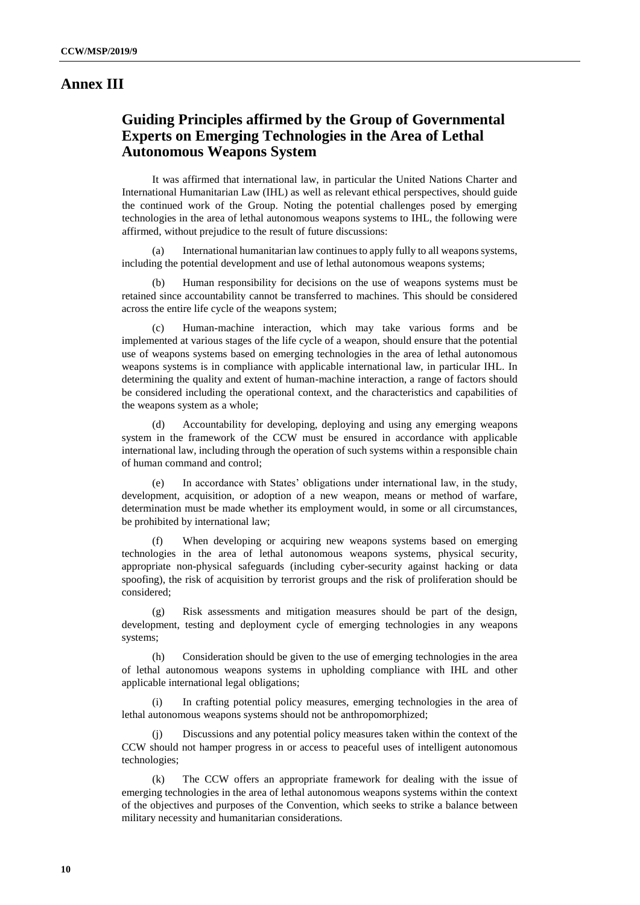# Annex III

## Guiding Principles affirmed by the Group of Governmental Experts on Emerging Technologies in the Area of Lethal Autonomous Weapons System

It was affirmed that international law, in particular the United Nations Charter and International Humanitarian Law (IHL) as well as relevant ethical perspectives, should guide the continued work of the Group. Noting the potential challenges posed by emerging technologies in the area of lethal autonomous weapons systems to IHL, the following were affirmed, without prejudice to the result of future discussions:

(a) International humanitarian law continues to apply fully to all weapons systems, including the potential development and use of lethal autonomous weapons systems;

(b) Human responsibility for decisions on the use of weapons systems must be retained since accountability cannot be transferred to machines. This should be considered across the entire life cycle of the weapons system;

(c) Human-machine interaction, which may take various forms and be implemented at various stages of the life cycle of a weapon, should ensure that the potential use of weapons systems based on emerging technologies in the area of lethal autonomous weapons systems is in compliance with applicable international law, in particular IHL. In determining the quality and extent of human-machine interaction, a range of factors should be considered including the operational context, and the characteristics and capabilities of the weapons system as a whole;

(d) Accountability for developing, deploying and using any emerging weapons system in the framework of the CCW must be ensured in accordance with applicable international law, including through the operation of such systems within a responsible chain of human command and control;

(e) In accordance with States' obligations under international law, in the study, development, acquisition, or adoption of a new weapon, means or method of warfare, determination must be made whether its employment would, in some or all circumstances, be prohibited by international law;

(f) When developing or acquiring new weapons systems based on emerging technologies in the area of lethal autonomous weapons systems, physical security, appropriate non-physical safeguards (including cyber-security against hacking or data spoofing), the risk of acquisition by terrorist groups and the risk of proliferation should be considered;

(g) Risk assessments and mitigation measures should be part of the design, development, testing and deployment cycle of emerging technologies in any weapons systems;

(h) Consideration should be given to the use of emerging technologies in the area of lethal autonomous weapons systems in upholding compliance with IHL and other applicable international legal obligations;

(i) In crafting potential policy measures, emerging technologies in the area of lethal autonomous weapons systems should not be anthropomorphized;

(j) Discussions and any potential policy measures taken within the context of the CCW should not hamper progress in or access to peaceful uses of intelligent autonomous technologies;

(k) The CCW offers an appropriate framework for dealing with the issue of emerging technologies in the area of lethal autonomous weapons systems within the context of the objectives and purposes of the Convention, which seeks to strike a balance between military necessity and humanitarian considerations.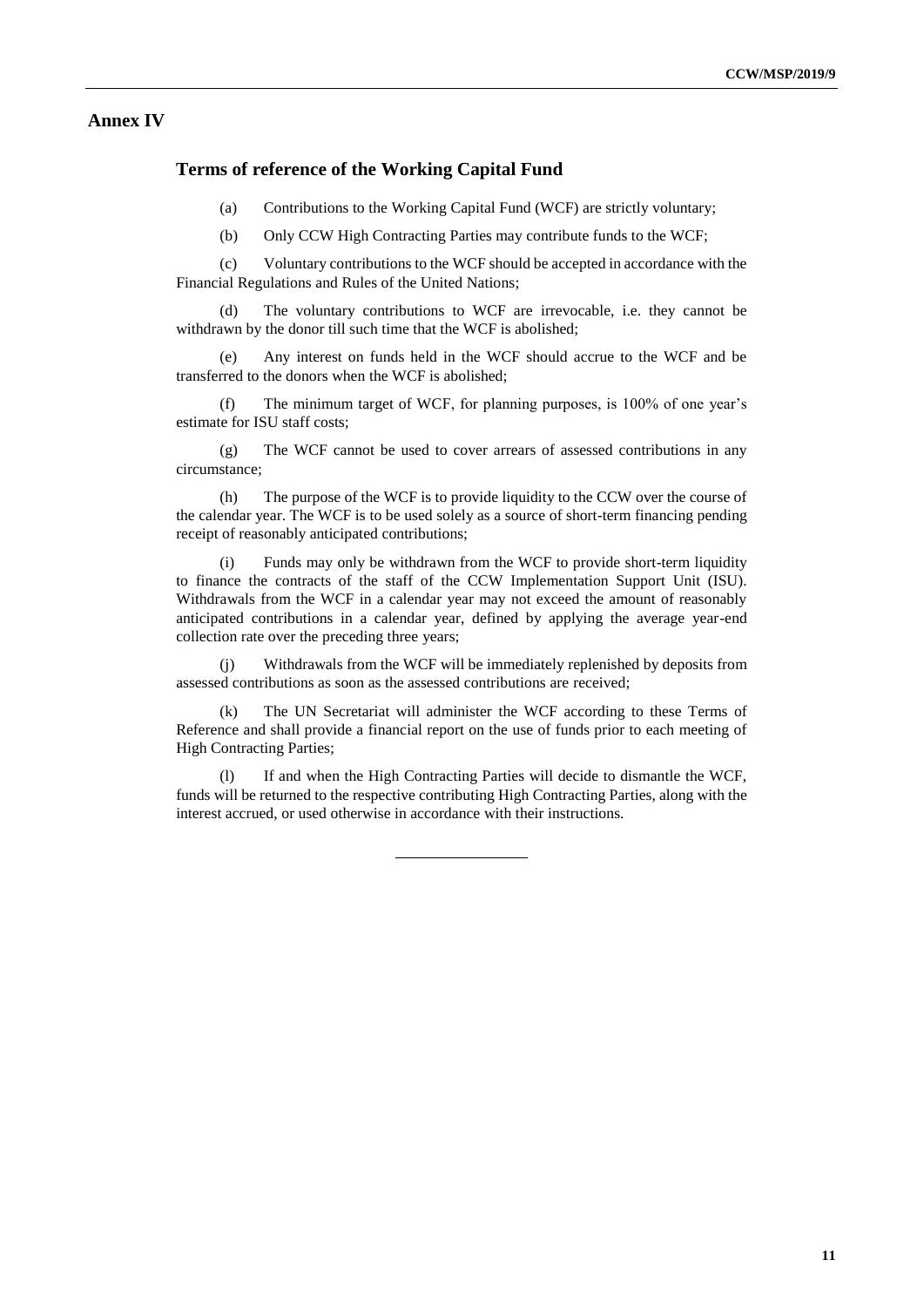# Annex IV

## Terms of reference of the Working Capital Fund

(a) Contributions to the Working Capital Fund (WCF) are strictly voluntary;

(b) Only CCW High Contracting Parties may contribute funds to the WCF;

(c) Voluntary contributions to the WCF should be accepted in accordance with the Financial Regulations and Rules of the United Nations;

(d) The voluntary contributions to WCF are irrevocable, i.e. they cannot be withdrawn by the donor till such time that the WCF is abolished;

(e) Any interest on funds held in the WCF should accrue to the WCF and be transferred to the donors when the WCF is abolished;

(f) The minimum target of WCF, for planning purposes, is 100% of one year's estimate for ISU staff costs;

(g) The WCF cannot be used to cover arrears of assessed contributions in any circumstance;

(h) The purpose of the WCF is to provide liquidity to the CCW over the course of the calendar year. The WCF is to be used solely as a source of short-term financing pending receipt of reasonably anticipated contributions;

(i) Funds may only be withdrawn from the WCF to provide short-term liquidity to finance the contracts of the staff of the CCW Implementation Support Unit (ISU). Withdrawals from the WCF in a calendar year may not exceed the amount of reasonably anticipated contributions in a calendar year, defined by applying the average year-end collection rate over the preceding three years;

(j) Withdrawals from the WCF will be immediately replenished by deposits from assessed contributions as soon as the assessed contributions are received;

(k) The UN Secretariat will administer the WCF according to these Terms of Reference and shall provide a financial report on the use of funds prior to each meeting of High Contracting Parties;

(l) If and when the High Contracting Parties will decide to dismantle the WCF, funds will be returned to the respective contributing High Contracting Parties, along with the interest accrued, or used otherwise in accordance with their instructions.